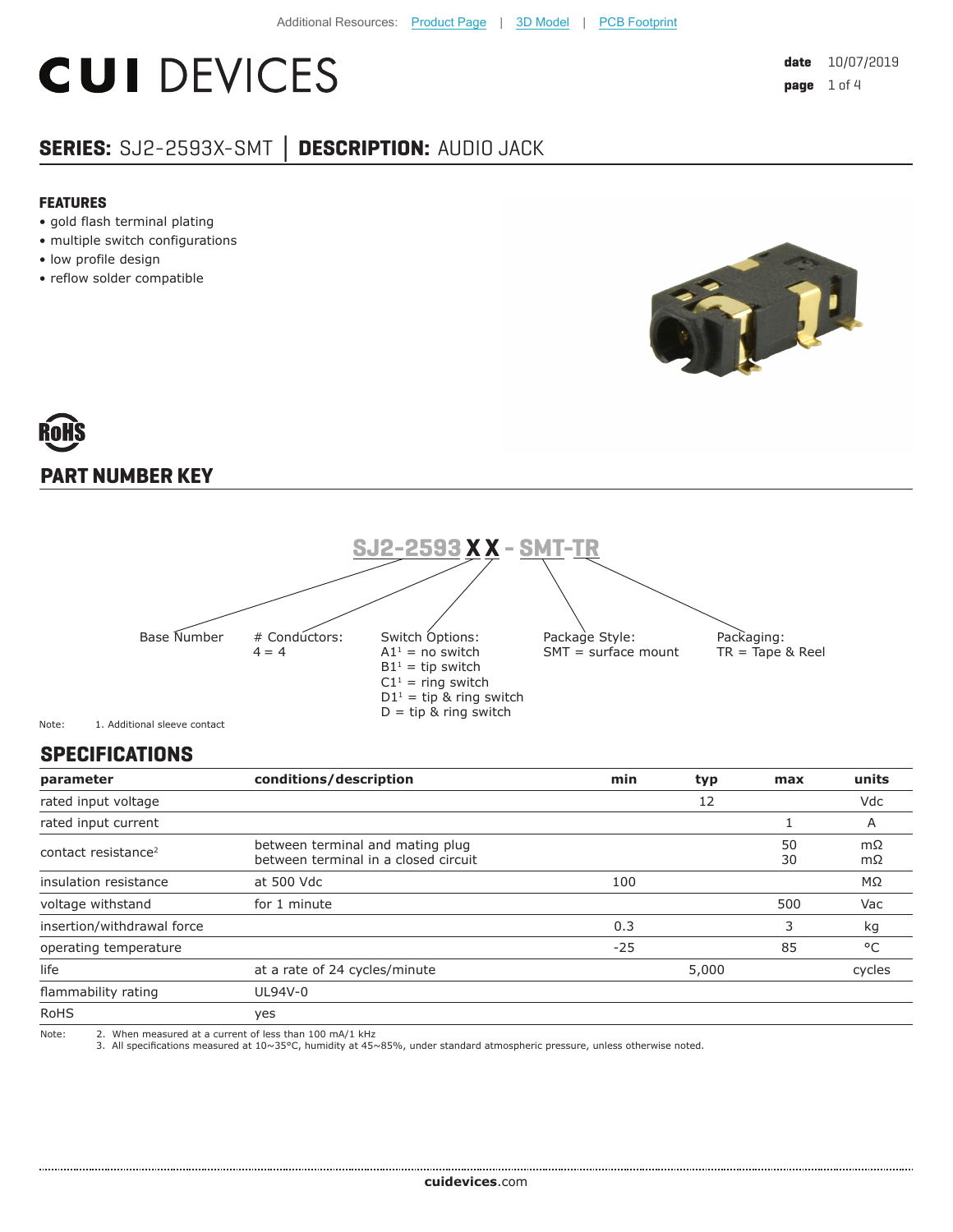Additional Resources: Product Page | 3D Model | PCB Footprint

# CUI DEVICES

date 10/07/2019

## SERIES: SJ2-2593X-SMT | DESCRIPTION: AUDIO JACK

### FEATURES

- gold flash terminal plating
- multiple switch configurations
- low profile design
- reflow solder compatible

RoHS

## PART NUMBER KEY

**SJ2-2593 X X - SMT-TR**

- Base Number
- # Conductors:
  4 = 4
- Switch Options:
  A1[1] = no switch
  B1[1] = tip switch
  C1[1] = ring switch
  D1[1] = tip & ring switch
  D = tip & ring switch
- Package Style:
  SMT = surface mount
- Packaging:
  TR = Tape & Reel

Note: 1. Additional sleeve contact

## SPECIFICATIONS

| parameter | conditions/description | min | typ | max | units |
|---|---|---|---|---|---|
| rated input voltage | | | 12 | | Vdc |
| rated input current | | | | 1 | A |
| contact resistance[2] | between terminal and mating plug<br>between terminal in a closed circuit | | | 50<br>30 | mΩ<br>mΩ |
| insulation resistance | at 500 Vdc | 100 | | | MΩ |
| voltage withstand | for 1 minute | | | 500 | Vac |
| insertion/withdrawal force | | 0.3 | | 3 | kg |
| operating temperature | | -25 | | 85 | °C |
| life | at a rate of 24 cycles/minute | | 5,000 | | cycles |
| flammability rating | UL94V-0 | | | | |
| RoHS | yes | | | | |

Note:
2. When measured at a current of less than 100 mA/1 kHz
3. All specifications measured at 10~35°C, humidity at 45~85%, under standard atmospheric pressure, unless otherwise noted.

cuidevices.com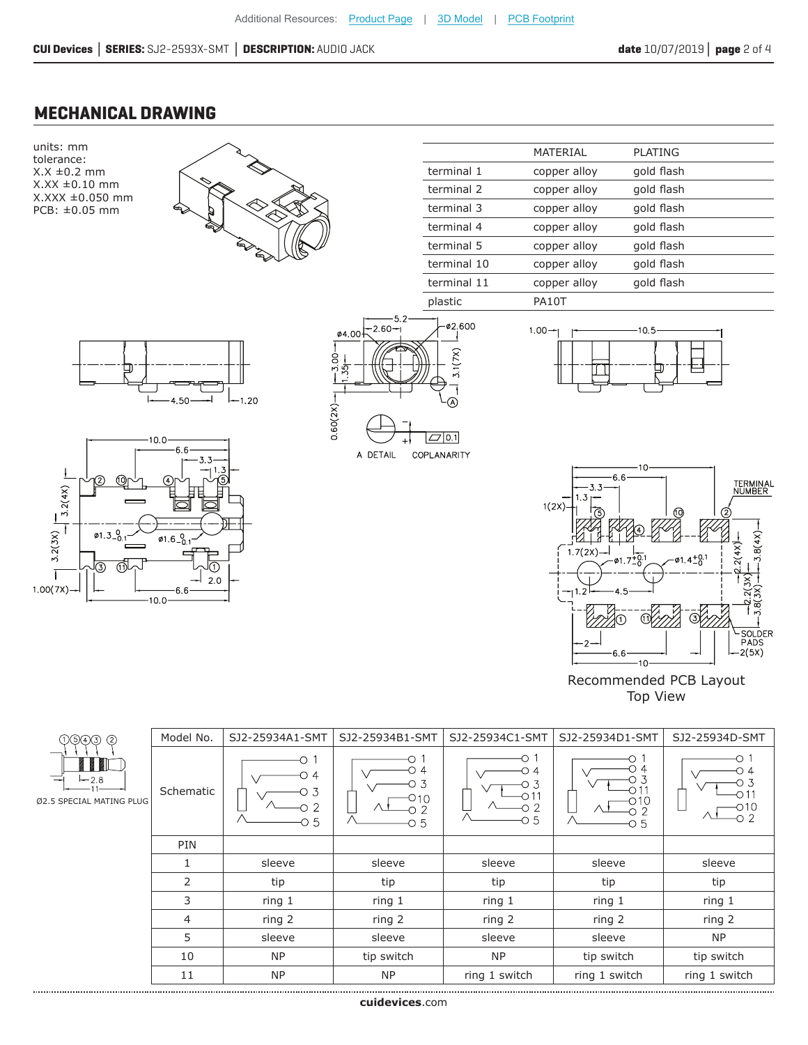## MECHANICAL DRAWING

units: mm
tolerance:
X.X ±0.2 mm
X.XX ±0.10 mm
X.XXX ±0.050 mm
PCB: ±0.05 mm

| | MATERIAL | PLATING |
|---|---|---|
| terminal 1 | copper alloy | gold flash |
| terminal 2 | copper alloy | gold flash |
| terminal 3 | copper alloy | gold flash |
| terminal 4 | copper alloy | gold flash |
| terminal 5 | copper alloy | gold flash |
| terminal 10 | copper alloy | gold flash |
| terminal 11 | copper alloy | gold flash |
| plastic | PA10T | |

A DETAIL    COPLANARITY

Recommended PCB Layout
Top View

Ø2.5 SPECIAL MATING PLUG

| Model No. | SJ2-25934A1-SMT | SJ2-25934B1-SMT | SJ2-25934C1-SMT | SJ2-25934D1-SMT | SJ2-25934D-SMT |
|---|---|---|---|---|---|
| Schematic | | | | | |
| PIN | | | | | |
| 1 | sleeve | sleeve | sleeve | sleeve | sleeve |
| 2 | tip | tip | tip | tip | tip |
| 3 | ring 1 | ring 1 | ring 1 | ring 1 | ring 1 |
| 4 | ring 2 | ring 2 | ring 2 | ring 2 | ring 2 |
| 5 | sleeve | sleeve | sleeve | sleeve | NP |
| 10 | NP | tip switch | NP | tip switch | tip switch |
| 11 | NP | NP | ring 1 switch | ring 1 switch | ring 1 switch |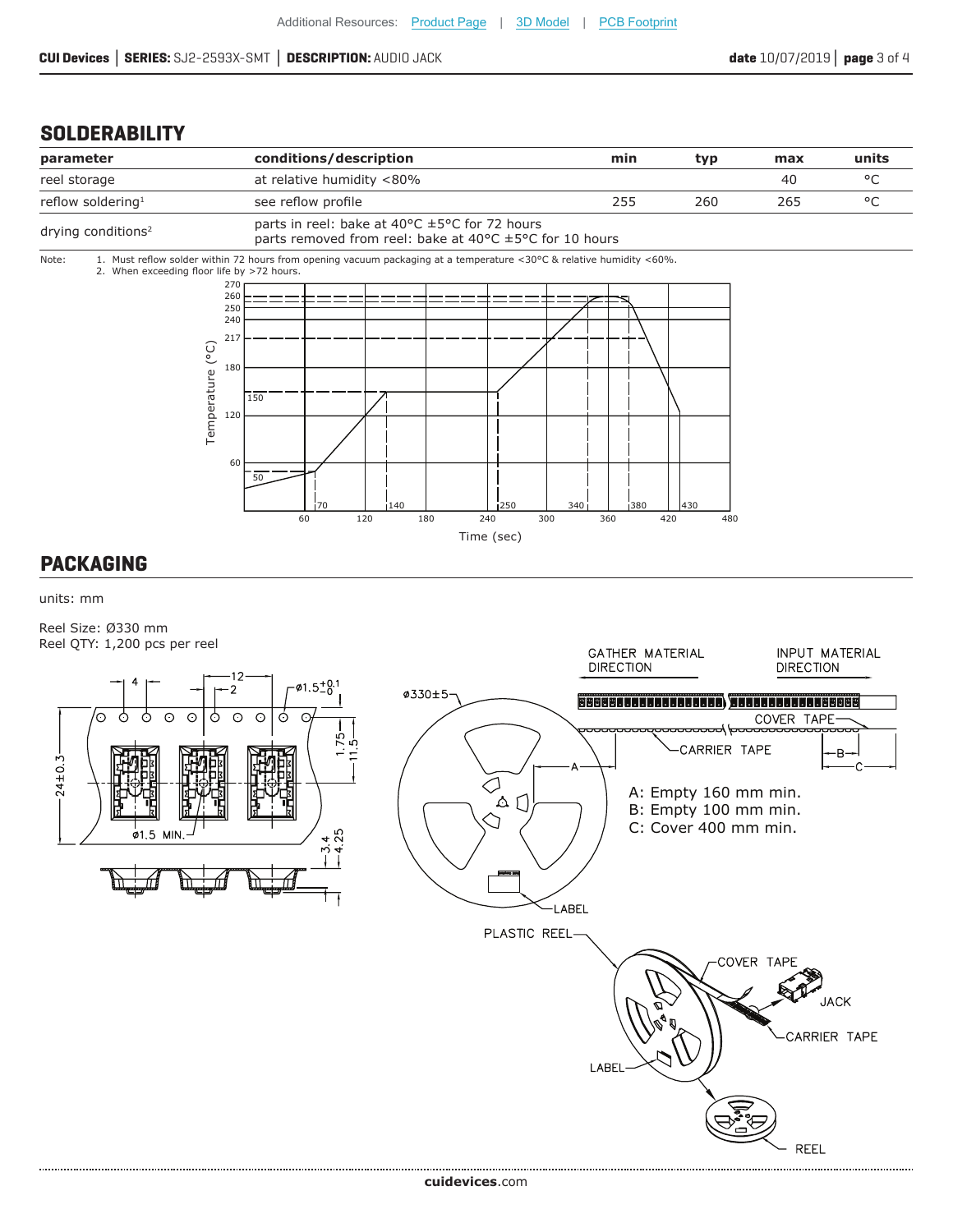## SOLDERABILITY

| parameter | conditions/description | min | typ | max | units |
|---|---|---|---|---|---|
| reel storage | at relative humidity <80% | | | 40 | °C |
| reflow soldering[1] | see reflow profile | 255 | 260 | 265 | °C |
| drying conditions[2] | parts in reel: bake at 40°C ±5°C for 72 hours<br>parts removed from reel: bake at 40°C ±5°C for 10 hours | | | | |

Note: 1. Must reflow solder within 72 hours from opening vacuum packaging at a temperature <30°C & relative humidity <60%.
2. When exceeding floor life by >72 hours.

## PACKAGING

units: mm

Reel Size: Ø330 mm
Reel QTY: 1,200 pcs per reel

A: Empty 160 mm min.
B: Empty 100 mm min.
C: Cover 400 mm min.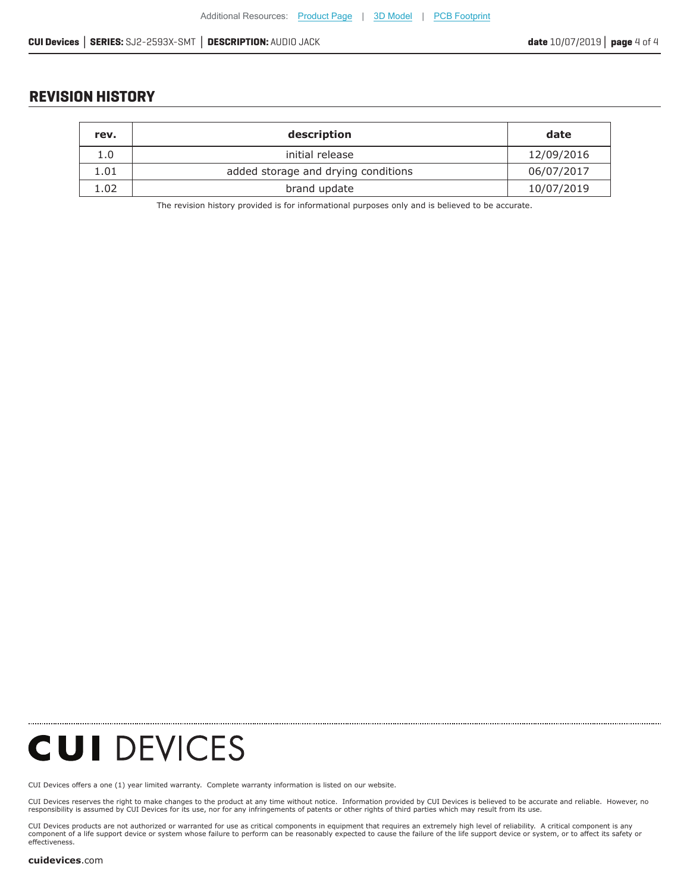## REVISION HISTORY

| rev. | description | date |
| --- | --- | --- |
| 1.0 | initial release | 12/09/2016 |
| 1.01 | added storage and drying conditions | 06/07/2017 |
| 1.02 | brand update | 10/07/2019 |

The revision history provided is for informational purposes only and is believed to be accurate.

**CUI** DEVICES

CUI Devices offers a one (1) year limited warranty. Complete warranty information is listed on our website.

CUI Devices reserves the right to make changes to the product at any time without notice. Information provided by CUI Devices is believed to be accurate and reliable. However, no responsibility is assumed by CUI Devices for its use, nor for any infringements of patents or other rights of third parties which may result from its use.

CUI Devices products are not authorized or warranted for use as critical components in equipment that requires an extremely high level of reliability. A critical component is any component of a life support device or system whose failure to perform can be reasonably expected to cause the failure of the life support device or system, or to affect its safety or effectiveness.

**cuidevices**.com